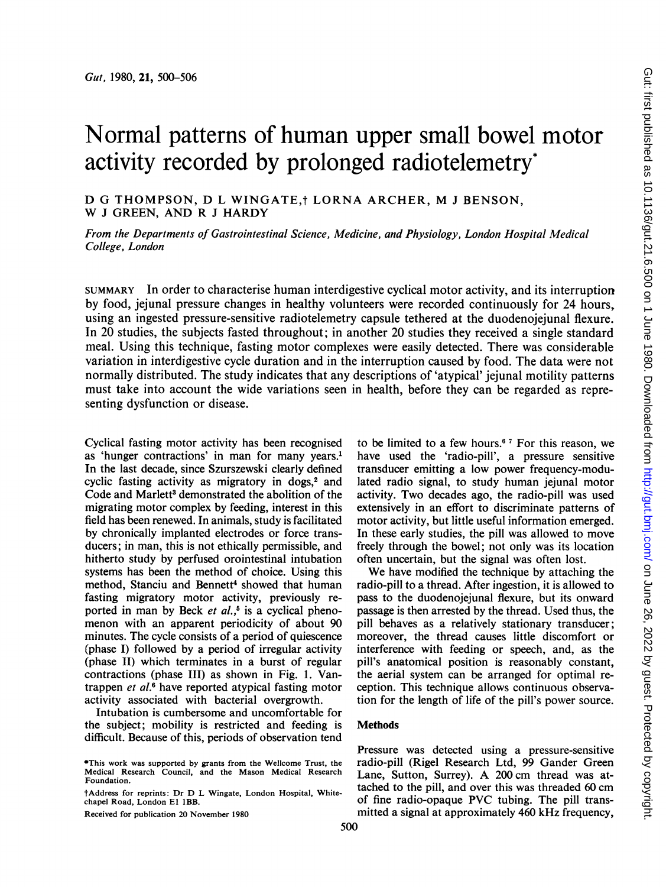# Normal patterns of human upper small bowel motor activity recorded by prolonged radiotelemetry*

D G THOMPSON, D L WINGATE,† LORNA ARCHER, M J BENSON, W J GREEN, AND R J HARDY

*From the Departments of Gastrointestinal Science, Medicine, and Physiology, London Hospital Medical College, London*

SUMMARY In order to characterise human interdigestive cyclical motor activity, and its interruption by food, jejunal pressure changes in healthy volunteers were recorded continuously for 24 hours, using an ingested pressure-sensitive radiotelemetry capsule tethered at the duodenojejunal flexure. In 20 studies, the subjects fasted throughout; in another 20 studies they received a single standard meal. Using this technique, fasting motor complexes were easily detected. There was considerable variation in interdigestive cycle duration and in the interruption caused by food. The data were not normally distributed. The study indicates that any descriptions of 'atypical' jejunal motility patterns must take into account the wide variations seen in health, before they can be regarded as representing dysfunction or disease.

Cyclical fasting motor activity has been recognised as 'hunger contractions' in man for many years.[1] In the last decade, since Szurszewski clearly defined cyclic fasting activity as migratory in dogs,[2] and Code and Marlett[3] demonstrated the abolition of the migrating motor complex by feeding, interest in this field has been renewed. In animals, study is facilitated by chronically implanted electrodes or force transducers; in man, this is not ethically permissible, and hitherto study by perfused orointestinal intubation systems has been the method of choice. Using this method, Stanciu and Bennett[4] showed that human fasting migratory motor activity, previously reported in man by Beck *et al.*,[5] is a cyclical phenomenon with an apparent periodicity of about 90 minutes. The cycle consists of a period of quiescence (phase I) followed by a period of irregular activity (phase II) which terminates in a burst of regular contractions (phase III) as shown in Fig. 1. Vantrappen *et al.*[6] have reported atypical fasting motor activity associated with bacterial overgrowth.

Intubation is cumbersome and uncomfortable for the subject; mobility is restricted and feeding is difficult. Because of this, periods of observation tend to be limited to a few hours.[6,7] For this reason, we have used the 'radio-pill', a pressure sensitive transducer emitting a low power frequency-modulated radio signal, to study human jejunal motor activity. Two decades ago, the radio-pill was used extensively in an effort to discriminate patterns of motor activity, but little useful information emerged. In these early studies, the pill was allowed to move freely through the bowel; not only was its location often uncertain, but the signal was often lost.

We have modified the technique by attaching the radio-pill to a thread. After ingestion, it is allowed to pass to the duodenojejunal flexure, but its onward passage is then arrested by the thread. Used thus, the pill behaves as a relatively stationary transducer; moreover, the thread causes little discomfort or interference with feeding or speech, and, as the pill's anatomical position is reasonably constant, the aerial system can be arranged for optimal reception. This technique allows continuous observation for the length of life of the pill's power source.

## Methods

Pressure was detected using a pressure-sensitive radio-pill (Rigel Research Ltd, 99 Gander Green Lane, Sutton, Surrey). A 200 cm thread was attached to the pill, and over this was threaded 60 cm of fine radio-opaque PVC tubing. The pill transmitted a signal at approximately 460 kHz frequency,

*This work was supported by grants from the Wellcome Trust, the Medical Research Council, and the Mason Medical Research Foundation.

†Address for reprints: Dr D L Wingate, London Hospital, Whitechapel Road, London E1 1BB.

Received for publication 20 November 1980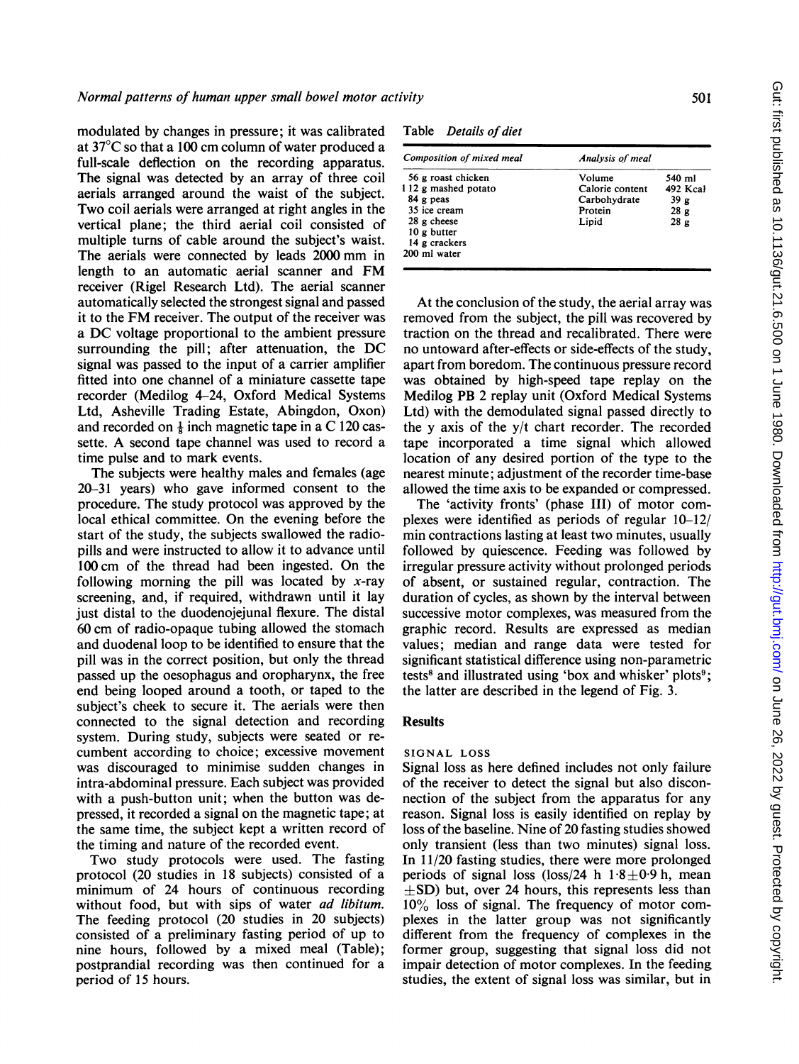modulated by changes in pressure; it was calibrated at 37°C so that a 100 cm column of water produced a full-scale deflection on the recording apparatus. The signal was detected by an array of three coil aerials arranged around the waist of the subject. Two coil aerials were arranged at right angles in the vertical plane; the third aerial coil consisted of multiple turns of cable around the subject's waist. The aerials were connected by leads 2000 mm in length to an automatic aerial scanner and FM receiver (Rigel Research Ltd). The aerial scanner automatically selected the strongest signal and passed it to the FM receiver. The output of the receiver was a DC voltage proportional to the ambient pressure surrounding the pill; after attenuation, the DC signal was passed to the input of a carrier amplifier fitted into one channel of a miniature cassette tape recorder (Medilog 4–24, Oxford Medical Systems Ltd, Asheville Trading Estate, Abingdon, Oxon) and recorded on ⅛ inch magnetic tape in a C 120 cassette. A second tape channel was used to record a time pulse and to mark events.

The subjects were healthy males and females (age 20–31 years) who gave informed consent to the procedure. The study protocol was approved by the local ethical committee. On the evening before the start of the study, the subjects swallowed the radiopills and were instructed to allow it to advance until 100 cm of the thread had been ingested. On the following morning the pill was located by *x*-ray screening, and, if required, withdrawn until it lay just distal to the duodenojejunal flexure. The distal 60 cm of radio-opaque tubing allowed the stomach and duodenal loop to be identified to ensure that the pill was in the correct position, but only the thread passed up the oesophagus and oropharynx, the free end being looped around a tooth, or taped to the subject's cheek to secure it. The aerials were then connected to the signal detection and recording system. During study, subjects were seated or recumbent according to choice; excessive movement was discouraged to minimise sudden changes in intra-abdominal pressure. Each subject was provided with a push-button unit; when the button was depressed, it recorded a signal on the magnetic tape; at the same time, the subject kept a written record of the timing and nature of the recorded event.

Two study protocols were used. The fasting protocol (20 studies in 18 subjects) consisted of a minimum of 24 hours of continuous recording without food, but with sips of water *ad libitum*. The feeding protocol (20 studies in 20 subjects) consisted of a preliminary fasting period of up to nine hours, followed by a mixed meal (Table); postprandial recording was then continued for a period of 15 hours.

Table *Details of diet*

| *Composition of mixed meal* | *Analysis of meal* | |
|---|---|---|
| 56 g roast chicken | Volume | 540 ml |
| 112 g mashed potato | Calorie content | 492 Kcal |
| 84 g peas | Carbohydrate | 39 g |
| 35 ice cream | Protein | 28 g |
| 28 g cheese | Lipid | 28 g |
| 10 g butter | | |
| 14 g crackers | | |
| 200 ml water | | |

At the conclusion of the study, the aerial array was removed from the subject, the pill was recovered by traction on the thread and recalibrated. There were no untoward after-effects or side-effects of the study, apart from boredom. The continuous pressure record was obtained by high-speed tape replay on the Medilog PB 2 replay unit (Oxford Medical Systems Ltd) with the demodulated signal passed directly to the y axis of the y/t chart recorder. The recorded tape incorporated a time signal which allowed location of any desired portion of the type to the nearest minute; adjustment of the recorder time-base allowed the time axis to be expanded or compressed.

The 'activity fronts' (phase III) of motor complexes were identified as periods of regular 10–12/min contractions lasting at least two minutes, usually followed by quiescence. Feeding was followed by irregular pressure activity without prolonged periods of absent, or sustained regular, contraction. The duration of cycles, as shown by the interval between successive motor complexes, was measured from the graphic record. Results are expressed as median values; median and range data were tested for significant statistical difference using non-parametric tests[8] and illustrated using 'box and whisker' plots[9]; the latter are described in the legend of Fig. 3.

## Results

### SIGNAL LOSS

Signal loss as here defined includes not only failure of the receiver to detect the signal but also disconnection of the subject from the apparatus for any reason. Signal loss is easily identified on replay by loss of the baseline. Nine of 20 fasting studies showed only transient (less than two minutes) signal loss. In 11/20 fasting studies, there were more prolonged periods of signal loss (loss/24 h $1 \cdot 8 \pm 0 \cdot 9$ h, mean $\pm$SD) but, over 24 hours, this represents less than 10% loss of signal. The frequency of motor complexes in the latter group was not significantly different from the frequency of complexes in the former group, suggesting that signal loss did not impair detection of motor complexes. In the feeding studies, the extent of signal loss was similar, but in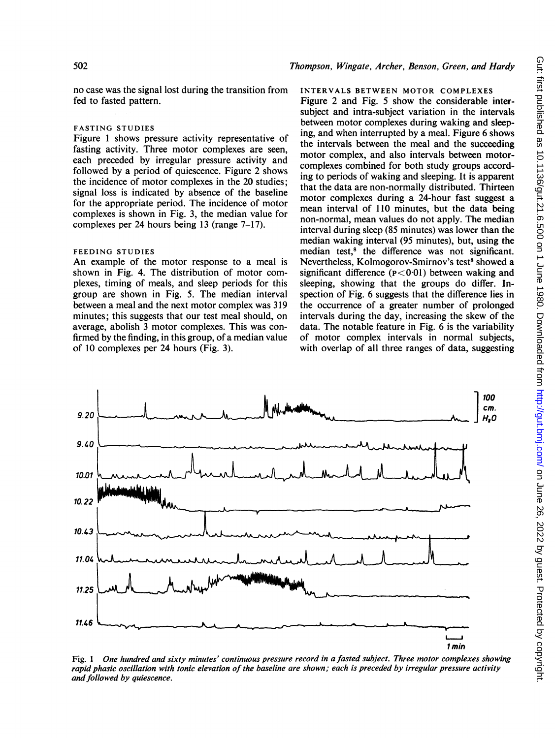no case was the signal lost during the transition from fed to fasted pattern.

### FASTING STUDIES

Figure 1 shows pressure activity representative of fasting activity. Three motor complexes are seen, each preceded by irregular pressure activity and followed by a period of quiescence. Figure 2 shows the incidence of motor complexes in the 20 studies; signal loss is indicated by absence of the baseline for the appropriate period. The incidence of motor complexes is shown in Fig. 3, the median value for complexes per 24 hours being 13 (range 7–17).

### FEEDING STUDIES

An example of the motor response to a meal is shown in Fig. 4. The distribution of motor complexes, timing of meals, and sleep periods for this group are shown in Fig. 5. The median interval between a meal and the next motor complex was 319 minutes; this suggests that our test meal should, on average, abolish 3 motor complexes. This was confirmed by the finding, in this group, of a median value of 10 complexes per 24 hours (Fig. 3).

### INTERVALS BETWEEN MOTOR COMPLEXES

Figure 2 and Fig. 5 show the considerable inter-subject and intra-subject variation in the intervals between motor complexes during waking and sleeping, and when interrupted by a meal. Figure 6 shows the intervals between the meal and the succeeding motor complex, and also intervals between motor-complexes combined for both study groups according to periods of waking and sleeping. It is apparent that the data are non-normally distributed. Thirteen motor complexes during a 24-hour fast suggest a mean interval of 110 minutes, but the data being non-normal, mean values do not apply. The median interval during sleep (85 minutes) was lower than the median waking interval (95 minutes), but, using the median test,[8] the difference was not significant. Nevertheless, Kolmogorov-Smirnov's test[8] showed a significant difference ($P<0.01$) between waking and sleeping, showing that the groups do differ. Inspection of Fig. 6 suggests that the difference lies in the occurrence of a greater number of prolonged intervals during the day, increasing the skew of the data. The notable feature in Fig. 6 is the variability of motor complex intervals in normal subjects, with overlap of all three ranges of data, suggesting

Fig. 1 *One hundred and sixty minutes' continuous pressure record in a fasted subject. Three motor complexes showing rapid phasic oscillation with tonic elevation of the baseline are shown; each is preceded by irregular pressure activity and followed by quiescence.*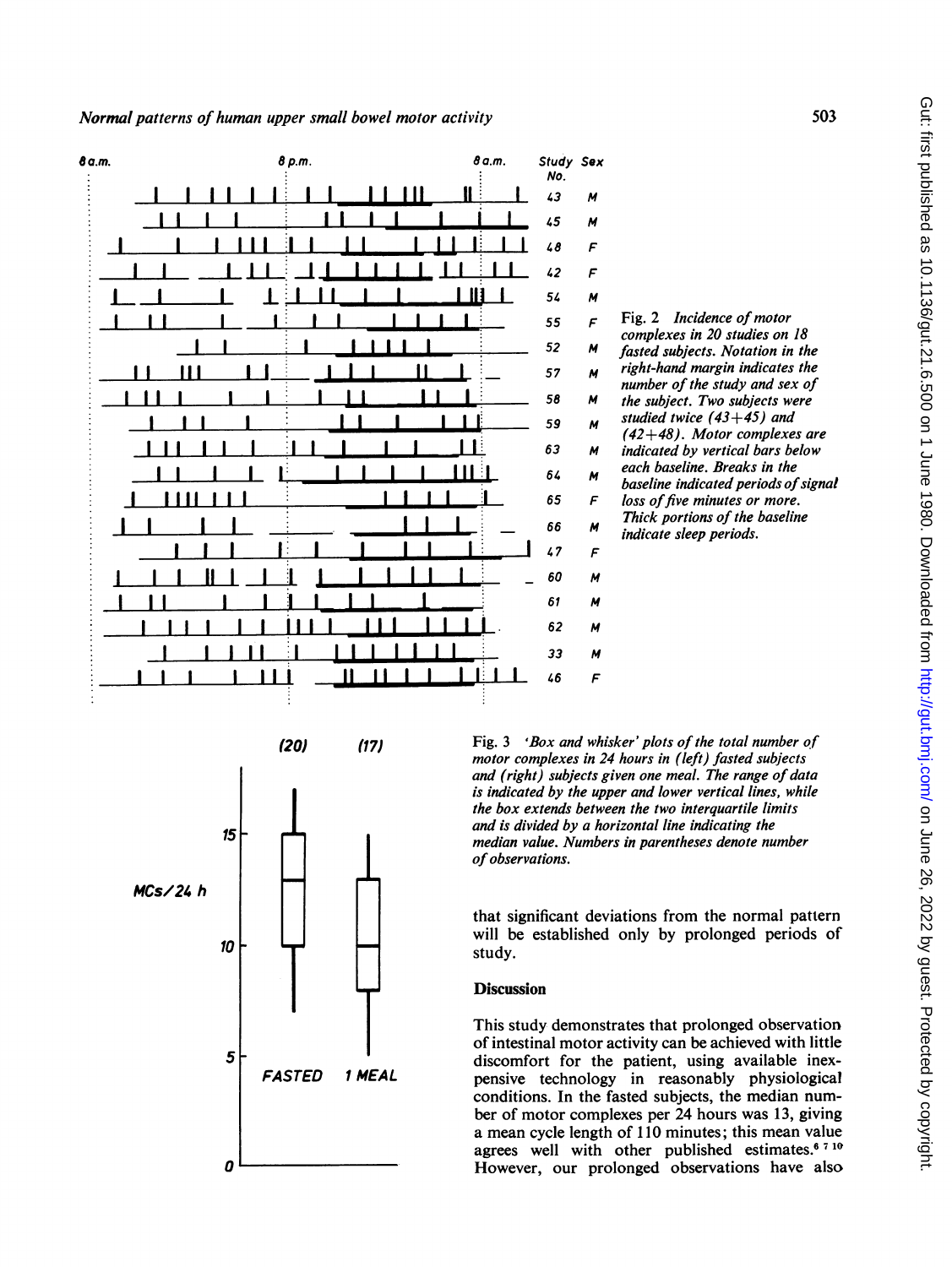Fig. 2 *Incidence of motor complexes in 20 studies on 18 fasted subjects. Notation in the right-hand margin indicates the number of the study and sex of the subject. Two subjects were studied twice (43+45) and (42+48). Motor complexes are indicated by vertical bars below each baseline. Breaks in the baseline indicated periods of signal loss of five minutes or more. Thick portions of the baseline indicate sleep periods.*

Fig. 3 *'Box and whisker' plots of the total number of motor complexes in 24 hours in (left) fasted subjects and (right) subjects given one meal. The range of data is indicated by the upper and lower vertical lines, while the box extends between the two interquartile limits and is divided by a horizontal line indicating the median value. Numbers in parentheses denote number of observations.*

that significant deviations from the normal pattern will be established only by prolonged periods of study.

## Discussion

This study demonstrates that prolonged observation of intestinal motor activity can be achieved with little discomfort for the patient, using available inexpensive technology in reasonably physiological conditions. In the fasted subjects, the median number of motor complexes per 24 hours was 13, giving a mean cycle length of 110 minutes; this mean value agrees well with other published estimates.[6 7 10] However, our prolonged observations have also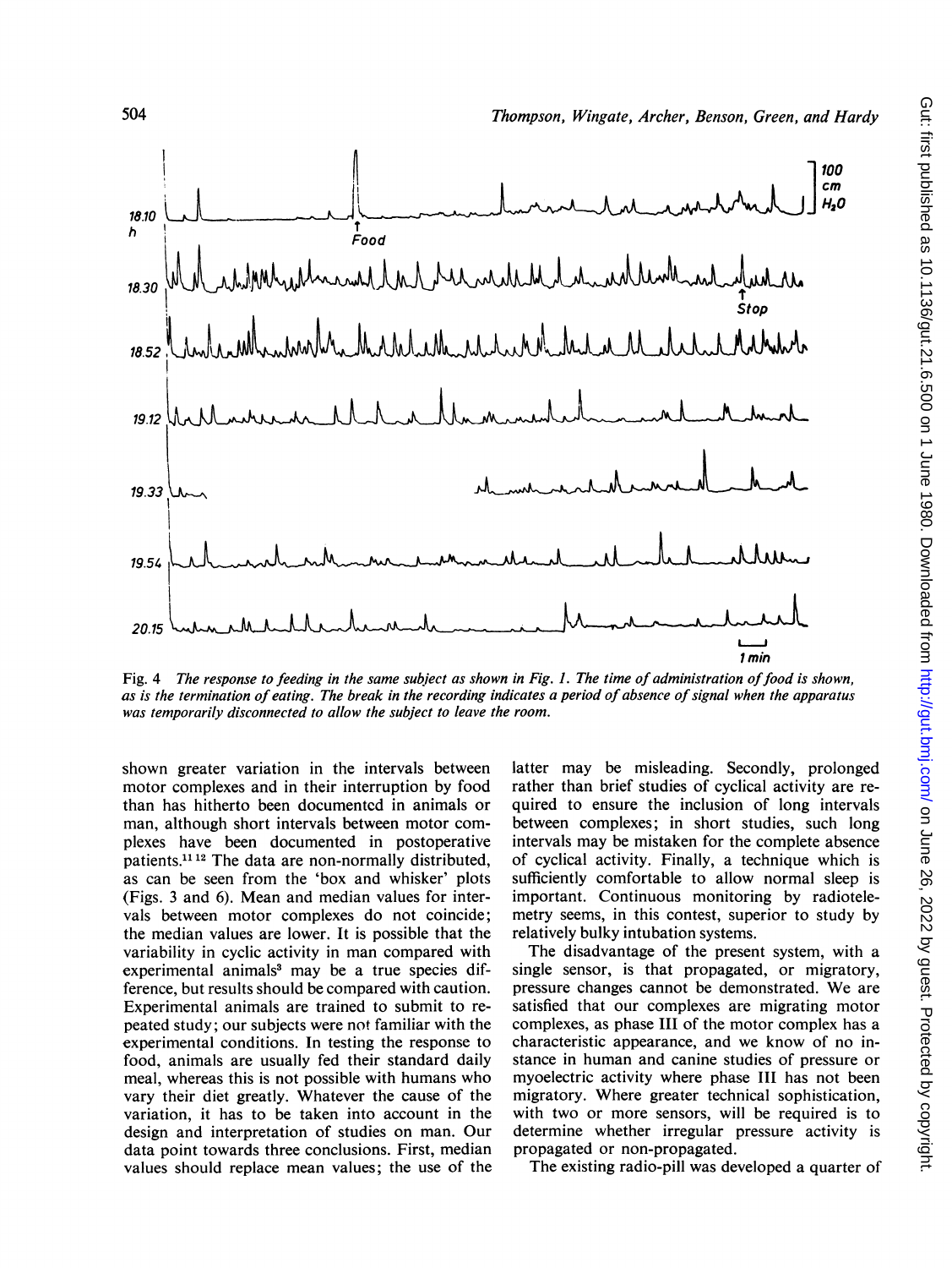Fig. 4 *The response to feeding in the same subject as shown in Fig. 1. The time of administration of food is shown, as is the termination of eating. The break in the recording indicates a period of absence of signal when the apparatus was temporarily disconnected to allow the subject to leave the room.*

shown greater variation in the intervals between motor complexes and in their interruption by food than has hitherto been documented in animals or man, although short intervals between motor complexes have been documented in postoperative patients.[11 12] The data are non-normally distributed, as can be seen from the 'box and whisker' plots (Figs. 3 and 6). Mean and median values for intervals between motor complexes do not coincide; the median values are lower. It is possible that the variability in cyclic activity in man compared with experimental animals[3] may be a true species difference, but results should be compared with caution. Experimental animals are trained to submit to repeated study; our subjects were not familiar with the experimental conditions. In testing the response to food, animals are usually fed their standard daily meal, whereas this is not possible with humans who vary their diet greatly. Whatever the cause of the variation, it has to be taken into account in the design and interpretation of studies on man. Our data point towards three conclusions. First, median values should replace mean values; the use of the latter may be misleading. Secondly, prolonged rather than brief studies of cyclical activity are required to ensure the inclusion of long intervals between complexes; in short studies, such long intervals may be mistaken for the complete absence of cyclical activity. Finally, a technique which is sufficiently comfortable to allow normal sleep is important. Continuous monitoring by radiotelemetry seems, in this contest, superior to study by relatively bulky intubation systems.

The disadvantage of the present system, with a single sensor, is that propagated, or migratory, pressure changes cannot be demonstrated. We are satisfied that our complexes are migrating motor complexes, as phase III of the motor complex has a characteristic appearance, and we know of no instance in human and canine studies of pressure or myoelectric activity where phase III has not been migratory. Where greater technical sophistication, with two or more sensors, will be required is to determine whether irregular pressure activity is propagated or non-propagated.

The existing radio-pill was developed a quarter of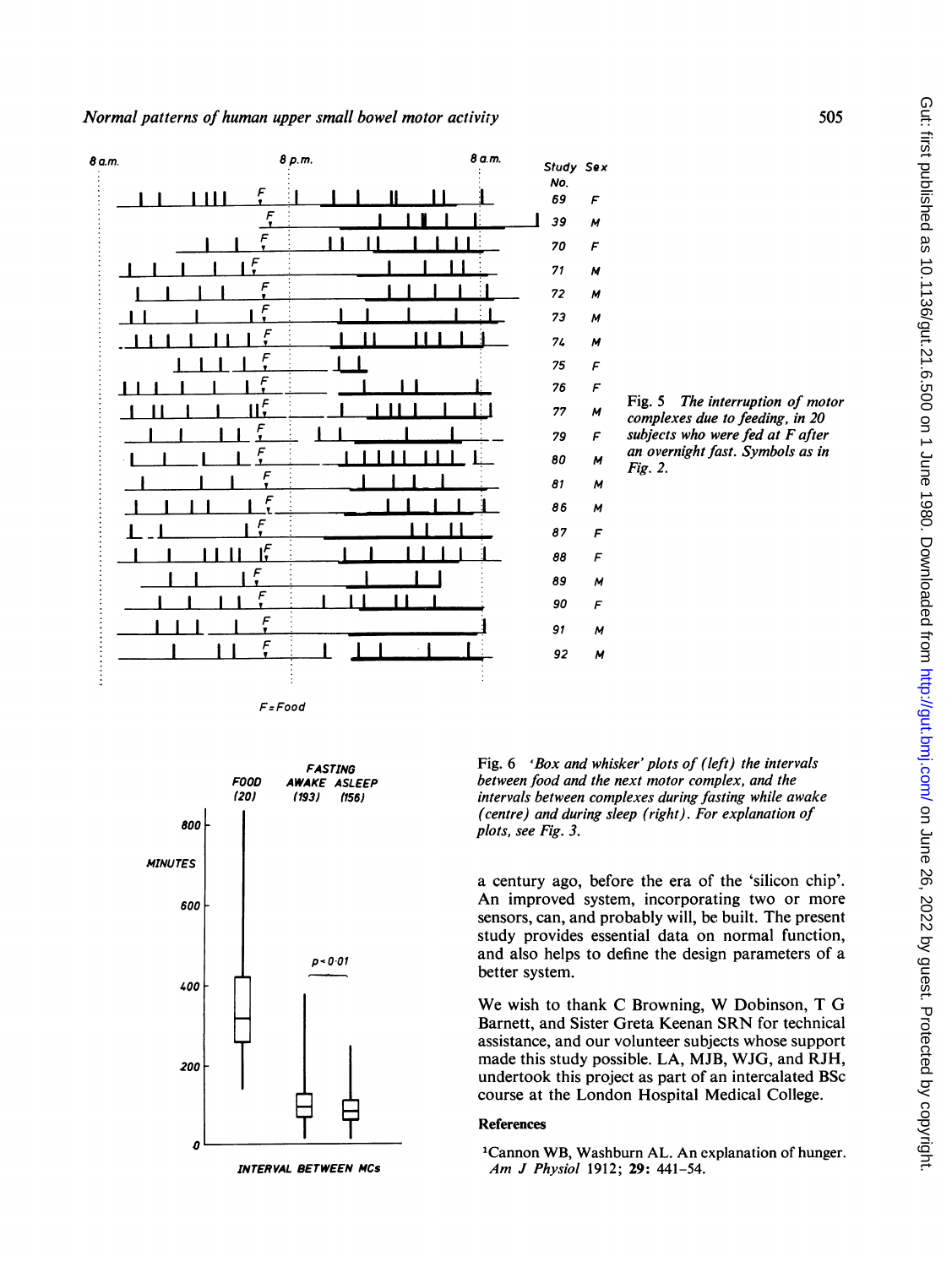Fig. 5 *The interruption of motor complexes due to feeding, in 20 subjects who were fed at F after an overnight fast. Symbols as in Fig. 2.*

Fig. 6 *'Box and whisker' plots of (left) the intervals between food and the next motor complex, and the intervals between complexes during fasting while awake (centre) and during sleep (right). For explanation of plots, see Fig. 3.*

a century ago, before the era of the 'silicon chip'. An improved system, incorporating two or more sensors, can, and probably will, be built. The present study provides essential data on normal function, and also helps to define the design parameters of a better system.

We wish to thank C Browning, W Dobinson, T G Barnett, and Sister Greta Keenan SRN for technical assistance, and our volunteer subjects whose support made this study possible. LA, MJB, WJG, and RJH, undertook this project as part of an intercalated BSc course at the London Hospital Medical College.

## References

[1]Cannon WB, Washburn AL. An explanation of hunger. *Am J Physiol* 1912; **29**: 441–54.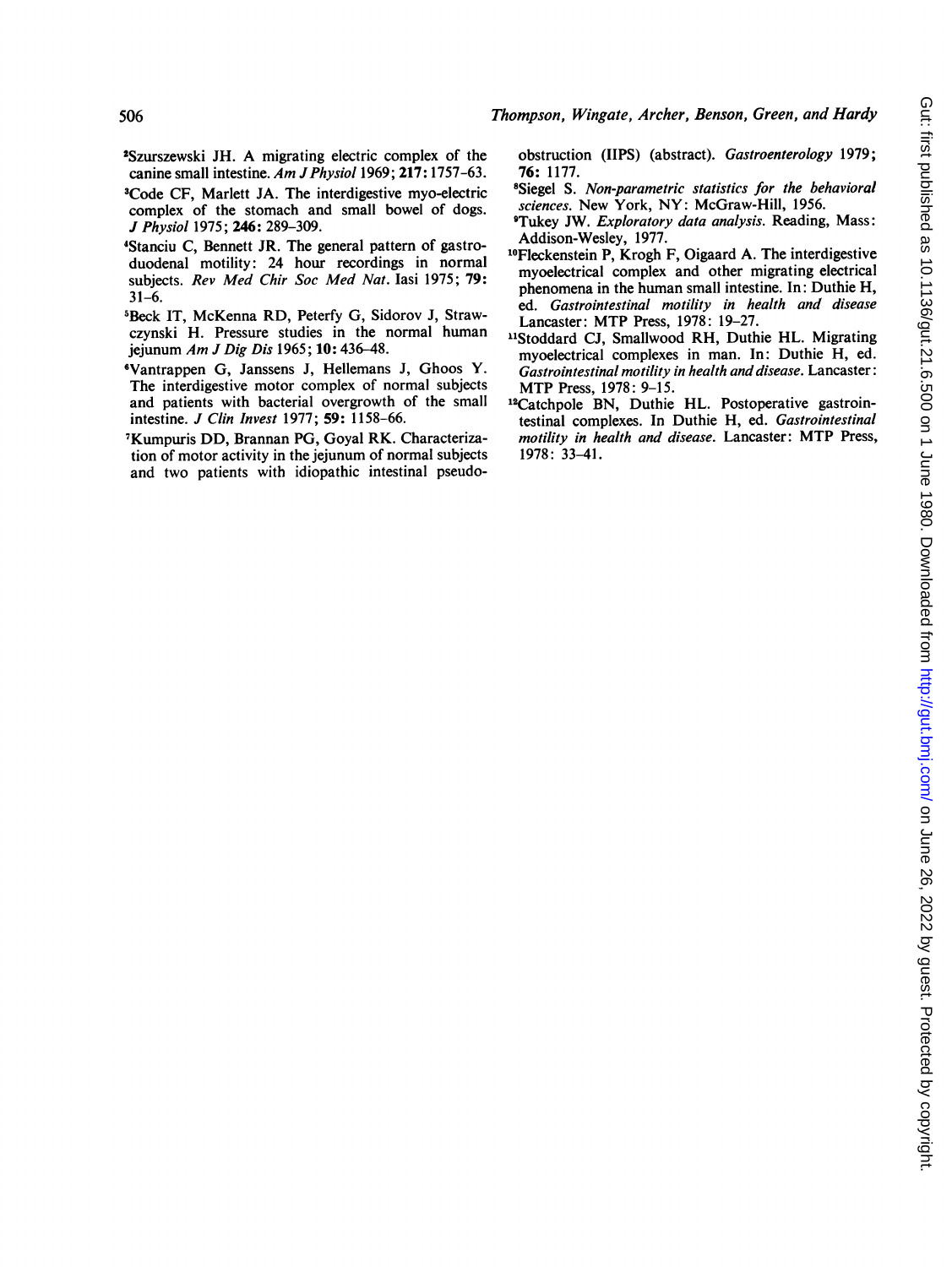[2]Szurszewski JH. A migrating electric complex of the canine small intestine. *Am J Physiol* 1969; **217**: 1757–63.

[3]Code CF, Marlett JA. The interdigestive myo-electric complex of the stomach and small bowel of dogs. *J Physiol* 1975; **246**: 289–309.

[4]Stanciu C, Bennett JR. The general pattern of gastroduodenal motility: 24 hour recordings in normal subjects. *Rev Med Chir Soc Med Nat*. Iasi 1975; **79**: 31–6.

[5]Beck IT, McKenna RD, Peterfy G, Sidorov J, Strawczynski H. Pressure studies in the normal human jejunum *Am J Dig Dis* 1965; **10**: 436–48.

[6]Vantrappen G, Janssens J, Hellemans J, Ghoos Y. The interdigestive motor complex of normal subjects and patients with bacterial overgrowth of the small intestine. *J Clin Invest* 1977; **59**: 1158–66.

[7]Kumpuris DD, Brannan PG, Goyal RK. Characterization of motor activity in the jejunum of normal subjects and two patients with idiopathic intestinal pseudo-obstruction (IIPS) (abstract). *Gastroenterology* 1979; **76**: 1177.

[8]Siegel S. *Non-parametric statistics for the behavioral sciences*. New York, NY: McGraw-Hill, 1956.

[9]Tukey JW. *Exploratory data analysis*. Reading, Mass: Addison-Wesley, 1977.

[10]Fleckenstein P, Krogh F, Oigaard A. The interdigestive myoelectrical complex and other migrating electrical phenomena in the human small intestine. In: Duthie H, ed. *Gastrointestinal motility in health and disease* Lancaster: MTP Press, 1978: 19–27.

[11]Stoddard CJ, Smallwood RH, Duthie HL. Migrating myoelectrical complexes in man. In: Duthie H, ed. *Gastrointestinal motility in health and disease*. Lancaster: MTP Press, 1978: 9–15.

[12]Catchpole BN, Duthie HL. Postoperative gastrointestinal complexes. In Duthie H, ed. *Gastrointestinal motility in health and disease*. Lancaster: MTP Press, 1978: 33–41.